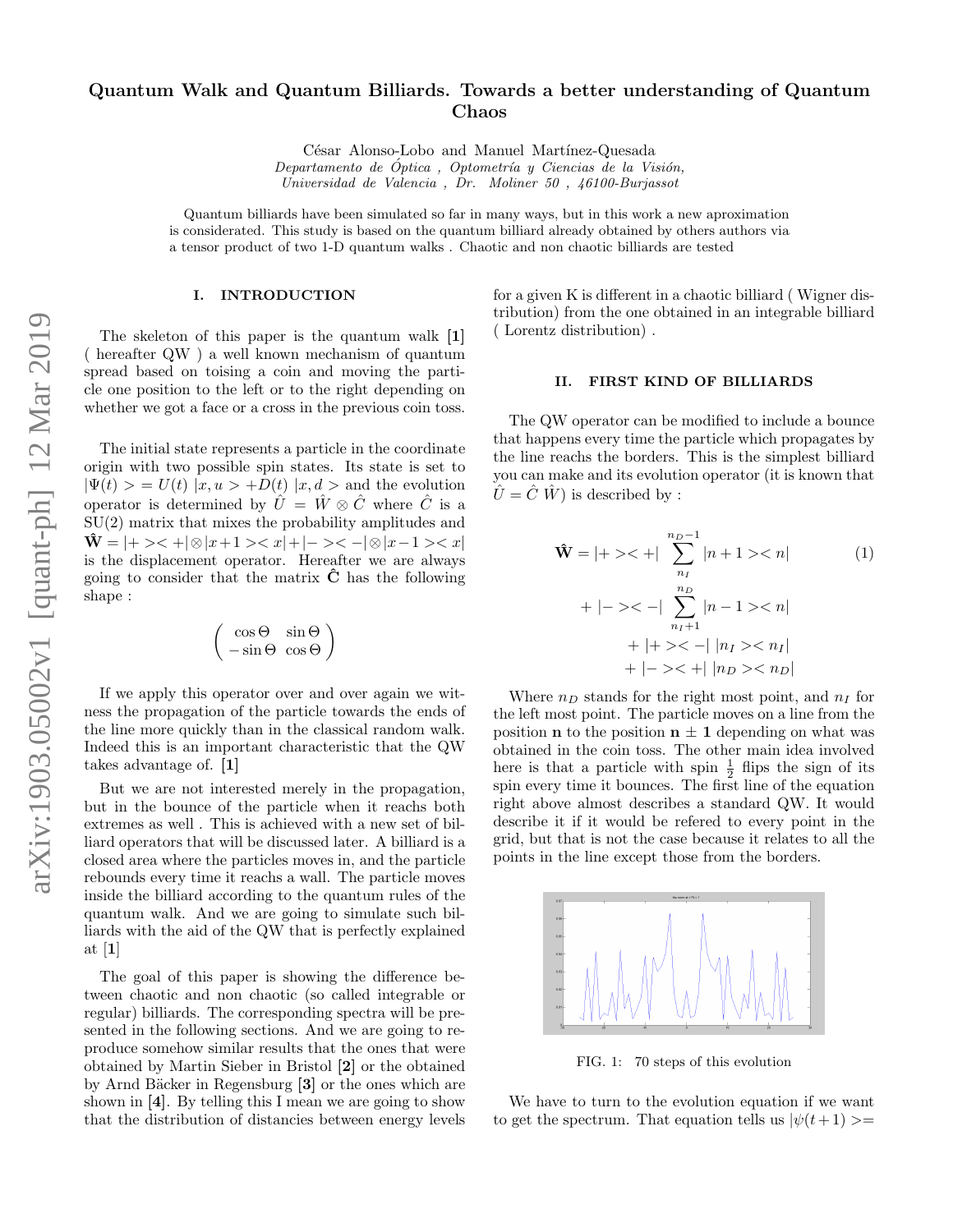# Quantum Walk and Quantum Billiards. Towards a better understanding of Quantum Chaos

César Alonso-Lobo and Manuel Martínez-Quesada

*Departamento de Óptica , Optometría y Ciencias de la Visión,*
*Universidad de Valencia , Dr. Moliner 50 , 46100-Burjassot*

Quantum billiards have been simulated so far in many ways, but in this work a new aproximation is considerated. This study is based on the quantum billiard already obtained by others authors via a tensor product of two 1-D quantum walks . Chaotic and non chaotic billiards are tested

## I. INTRODUCTION

The skeleton of this paper is the quantum walk **[1]** ( hereafter QW ) a well known mechanism of quantum spread based on toising a coin and moving the particle one position to the left or to the right depending on whether we got a face or a cross in the previous coin toss.

The initial state represents a particle in the coordinate origin with two possible spin states. Its state is set to $|\Psi(t)> = U(t)\ |x, u> + D(t)\ |x, d>$ and the evolution operator is determined by $\hat{U} = \hat{W} \otimes \hat{C}$ where $\hat{C}$ is a SU(2) matrix that mixes the probability amplitudes and $\hat{\mathbf{W}} = |+><+| \otimes |x+1><x| + |-><-| \otimes |x-1><x|$ is the displacement operator. Hereafter we are always going to consider that the matrix $\hat{\mathbf{C}}$ has the following shape :

$$\begin{pmatrix} \cos\Theta & \sin\Theta \\ -\sin\Theta & \cos\Theta \end{pmatrix}$$

If we apply this operator over and over again we witness the propagation of the particle towards the ends of the line more quickly than in the classical random walk. Indeed this is an important characteristic that the QW takes advantage of. **[1]**

But we are not interested merely in the propagation, but in the bounce of the particle when it reachs both extremes as well . This is achieved with a new set of billiard operators that will be discussed later. A billiard is a closed area where the particles moves in, and the particle rebounds every time it reachs a wall. The particle moves inside the billiard according to the quantum rules of the quantum walk. And we are going to simulate such billiards with the aid of the QW that is perfectly explained at [**1**]

The goal of this paper is showing the difference between chaotic and non chaotic (so called integrable or regular) billiards. The corresponding spectra will be presented in the following sections. And we are going to reproduce somehow similar results that the ones that were obtained by Martin Sieber in Bristol **[2]** or the obtained by Arnd Bäcker in Regensburg **[3]** or the ones which are shown in **[4]**. By telling this I mean we are going to show that the distribution of distancies between energy levels for a given K is different in a chaotic billiard ( Wigner distribution) from the one obtained in an integrable billiard ( Lorentz distribution) .

## II. FIRST KIND OF BILLIARDS

The QW operator can be modified to include a bounce that happens every time the particle which propagates by the line reachs the borders. This is the simplest billiard you can make and its evolution operator (it is known that $\hat{U} = \hat{C}\ \hat{W}$) is described by :

$$\begin{aligned} \hat{\mathbf{W}} = |+><+| \sum_{n_I}^{n_D-1} |n+1><n| \qquad (1) \\ + |-><-| \sum_{n_I+1}^{n_D} |n-1><n| \\ + |+><-|\ |n_I><n_I| \\ + |-><+|\ |n_D><n_D| \end{aligned}$$

Where $n_D$ stands for the right most point, and $n_I$ for the left most point. The particle moves on a line from the position $\mathbf{n}$ to the position $\mathbf{n \pm 1}$ depending on what was obtained in the coin toss. The other main idea involved here is that a particle with spin $\frac{1}{2}$ flips the sign of its spin every time it bounces. The first line of the equation right above almost describes a standard QW. It would describe it if it would be refered to every point in the grid, but that is not the case because it relates to all the points in the line except those from the borders.

FIG. 1: 70 steps of this evolution

We have to turn to the evolution equation if we want to get the spectrum. That equation tells us $|\psi(t+1)>=$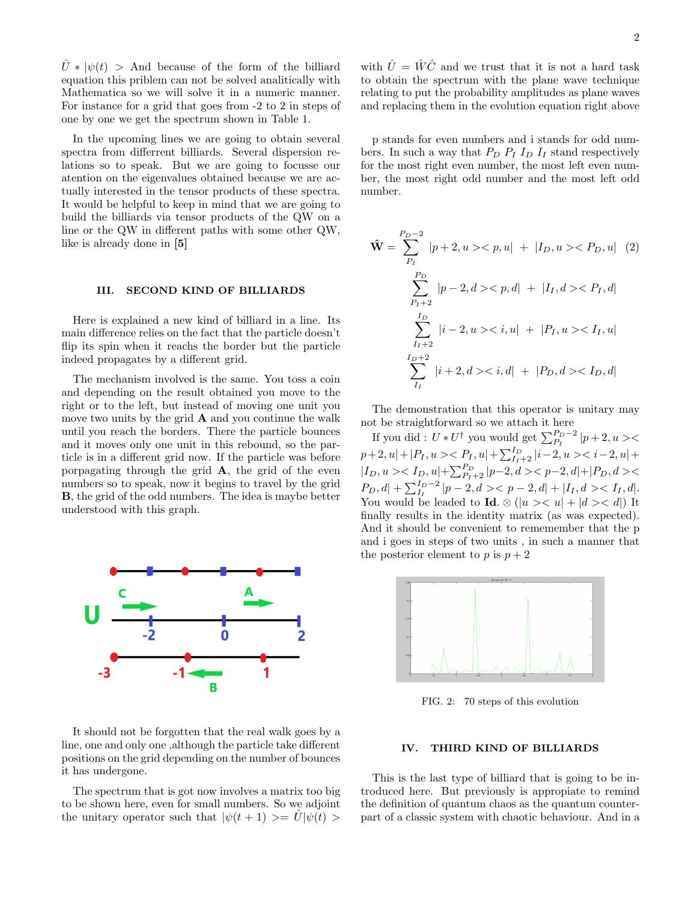$\hat{U} * |\psi(t)>$ And because of the form of the billiard equation this priblem can not be solved analitically with Mathematica so we will solve it in a numeric manner. For instance for a grid that goes from -2 to 2 in steps of one by one we get the spectrum shown in Table 1.

In the upcoming lines we are going to obtain several spectra from differrent billiards. Several dispersion relations so to speak. But we are going to focusse our atention on the eigenvalues obtained because we are actually interested in the tensor products of these spectra. It would be helpful to keep in mind that we are going to build the billiards via tensor products of the QW on a line or the QW in different paths with some other QW, like is already done in **[5]**

## III. SECOND KIND OF BILLIARDS

Here is explained a new kind of billiard in a line. Its main difference relies on the fact that the particle doesn't flip its spin when it reaches the border but the particle indeed propagates by a different grid.

The mechanism involved is the same. You toss a coin and depending on the result obtained you move to the right or to the left, but instead of moving one unit you move two units by the grid **A** and you continue the walk until you reach the borders. There the particle bounces and it moves only one unit in this rebound, so the particle is in a different grid now. If the particle was before porpagating through the grid **A**, the grid of the even numbers so to speak, now it begins to travel by the grid **B**, the grid of the odd numbers. The idea is maybe better understood with this graph.

It should not be forgotten that the real walk goes by a line, one and only one ,although the particle take different positions on the grid depending on the number of bounces it has undergone.

The spectrum that is got now involves a matrix too big to be shown here, even for small numbers. So we adjoint the unitary operator such that $|\psi(t+1)>= \hat{U}|\psi(t)>$ with $\hat{U} = \hat{W}\hat{C}$ and we trust that it is not a hard task to obtain the spectrum with the plane wave technique relating to put the probability amplitudes as plane waves and replacing them in the evolution equation right above

p stands for even numbers and i stands for odd numbers. In such a way that $P_D$ $P_I$ $I_D$ $I_I$ stand respectively for the most right even number, the most left even number, the most right odd number and the most left odd number.

$$\mathbf{\hat{W}} = \sum_{P_I}^{P_D-2} |p+2,u><p,u| \; + \; |I_D,u><P_D,u| \quad (2)$$

$$\sum_{P_I+2}^{P_D} |p-2,d><p,d| \; + \; |I_I,d><P_I,d|$$

$$\sum_{I_I+2}^{I_D} |i-2,u><i,u| \; + \; |P_I,u><I_I,u|$$

$$\sum_{I_I}^{I_D+2} |i+2,d><i,d| \; + \; |P_D,d><I_D,d|$$

The demonstration that this operator is unitary may not be straightforward so we attach it here

If you did : $U * U^{\dagger}$ you would get $\sum_{P_I}^{P_D-2} |p+2,u><p+2,u| + |P_I,u><P_I,u| + \sum_{I_I+2}^{I_D} |i-2,u><i-2,u| + |I_D,u><I_D,u| + \sum_{P_I+2}^{P_D} |p-2,d><p-2,d| + |P_D,d><P_D,d| + \sum_{I_I}^{I_D-2} |p-2,d><p-2,d| + |I_I,d><I_I,d|$. You would be leaded to $\mathbf{Id.} \otimes (|u><u| + |d><d|)$ It finally results in the identity matrix (as was expected). And it should be convenient to rememember that the p and i goes in steps of two units , in such a manner that the posterior element to $p$ is $p+2$

FIG. 2: 70 steps of this evolution

## IV. THIRD KIND OF BILLIARDS

This is the last type of billiard that is going to be introduced here. But previously is appropiate to remind the definition of quantum chaos as the quantum counterpart of a classic system with chaotic behaviour. And in a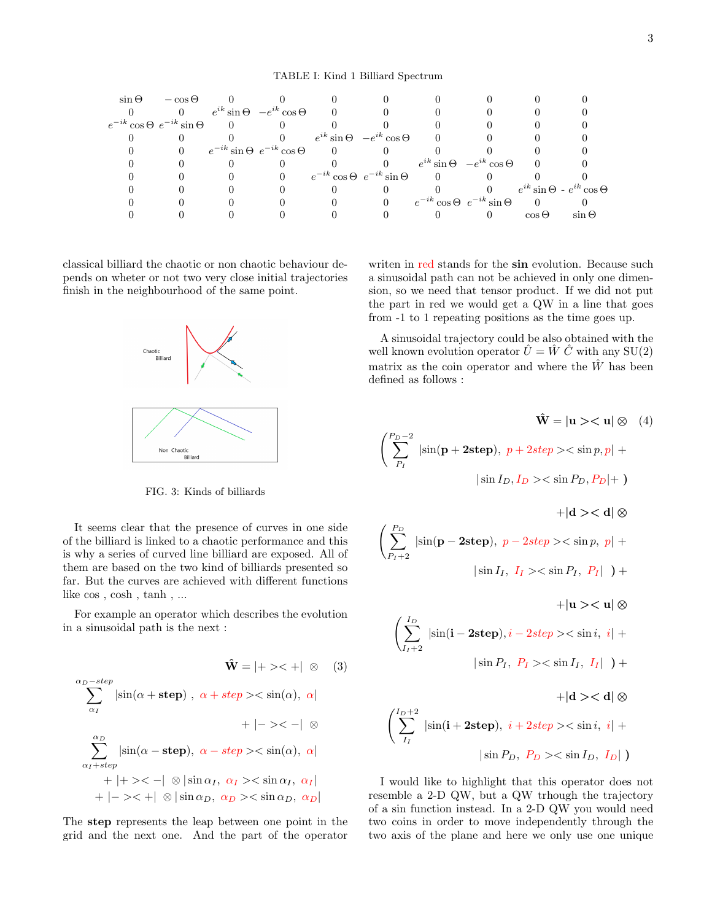TABLE I: Kind 1 Billiard Spectrum

$$
\begin{matrix}
\sin\Theta & -\cos\Theta & 0 & 0 & 0 & 0 & 0 & 0 & 0 & 0 \\
0 & 0 & e^{ik}\sin\Theta & -e^{ik}\cos\Theta & 0 & 0 & 0 & 0 & 0 & 0 \\
e^{-ik}\cos\Theta & e^{-ik}\sin\Theta & 0 & 0 & 0 & 0 & 0 & 0 & 0 & 0 \\
0 & 0 & 0 & 0 & e^{ik}\sin\Theta & -e^{ik}\cos\Theta & 0 & 0 & 0 & 0 \\
0 & 0 & e^{-ik}\sin\Theta & e^{-ik}\cos\Theta & 0 & 0 & 0 & 0 & 0 & 0 \\
0 & 0 & 0 & 0 & 0 & 0 & e^{ik}\sin\Theta & -e^{ik}\cos\Theta & 0 & 0 \\
0 & 0 & 0 & 0 & e^{-ik}\cos\Theta & e^{-ik}\sin\Theta & 0 & 0 & 0 & 0 \\
0 & 0 & 0 & 0 & 0 & 0 & 0 & 0 & e^{ik}\sin\Theta & -e^{ik}\cos\Theta \\
0 & 0 & 0 & 0 & 0 & 0 & e^{-ik}\cos\Theta & e^{-ik}\sin\Theta & 0 & 0 \\
0 & 0 & 0 & 0 & 0 & 0 & 0 & 0 & \cos\Theta & \sin\Theta
\end{matrix}
$$

classical billiard the chaotic or non chaotic behaviour depends on wheter or not two very close initial trajectories finish in the neighbourhood of the same point.

FIG. 3: Kinds of billiards

It seems clear that the presence of curves in one side of the billiard is linked to a chaotic performance and this is why a series of curved line billiard are exposed. All of them are based on the two kind of billiards presented so far. But the curves are achieved with different functions like cos , cosh , tanh , ...

For example an operator which describes the evolution in a sinusoidal path is the next :

$$
\begin{aligned}
\mathbf{\hat{W}} = & |+\rangle\langle+| \otimes \sum_{\alpha_I}^{\alpha_D - step} |\sin(\alpha + \mathbf{step}),\ \alpha + step\rangle\langle \sin(\alpha),\ \alpha| \\
& + |-\rangle\langle-| \otimes \sum_{\alpha_I + step}^{\alpha_D} |\sin(\alpha - \mathbf{step}),\ \alpha - step\rangle\langle \sin(\alpha),\ \alpha| \\
& + |+\rangle\langle-| \otimes |\sin\alpha_I,\ \alpha_I\rangle\langle \sin\alpha_I,\ \alpha_I| \\
& + |-\rangle\langle+| \otimes |\sin\alpha_D,\ \alpha_D\rangle\langle \sin\alpha_D,\ \alpha_D|
\end{aligned} \quad (3)
$$

The **step** represents the leap between one point in the grid and the next one. And the part of the operator writen in red stands for the **sin** evolution. Because such a sinusoidal path can not be achieved in only one dimension, so we need that tensor product. If we did not put the part in red we would get a QW in a line that goes from -1 to 1 repeating positions as the time goes up.

A sinusoidal trajectory could be also obtained with the well known evolution operator $\hat{U} = \hat{W}\,\hat{C}$ with any SU(2) matrix as the coin operator and where the $\hat{W}$ has been defined as follows :

$$
\begin{aligned}
\mathbf{\hat{W}} = & |\mathbf{u}\rangle\langle\mathbf{u}| \otimes \left( \sum_{P_I}^{P_D - 2} |\sin(\mathbf{p} + \mathbf{2step}),\ p + 2step\rangle\langle \sin p, p| + |\sin I_D, I_D\rangle\langle \sin P_D, P_D| + \right) \\
& + |\mathbf{d}\rangle\langle\mathbf{d}| \otimes \left( \sum_{P_I + 2}^{P_D} |\sin(\mathbf{p} - \mathbf{2step}),\ p - 2step\rangle\langle \sin p,\ p| + |\sin I_I,\ I_I\rangle\langle \sin P_I,\ P_I| \right) + \\
& + |\mathbf{u}\rangle\langle\mathbf{u}| \otimes \left( \sum_{I_I + 2}^{I_D} |\sin(\mathbf{i} - \mathbf{2step}), i - 2step\rangle\langle \sin i,\ i| + |\sin P_I,\ P_I\rangle\langle \sin I_I,\ I_I| \right) + \\
& + |\mathbf{d}\rangle\langle\mathbf{d}| \otimes \left( \sum_{I_I}^{I_D + 2} |\sin(\mathbf{i} + \mathbf{2step}),\ i + 2step\rangle\langle \sin i,\ i| + |\sin P_D,\ P_D\rangle\langle \sin I_D,\ I_D| \right)
\end{aligned} \quad (4)
$$

I would like to highlight that this operator does not resemble a 2-D QW, but a QW trhough the trajectory of a sin function instead. In a 2-D QW you would need two coins in order to move independently through the two axis of the plane and here we only use one unique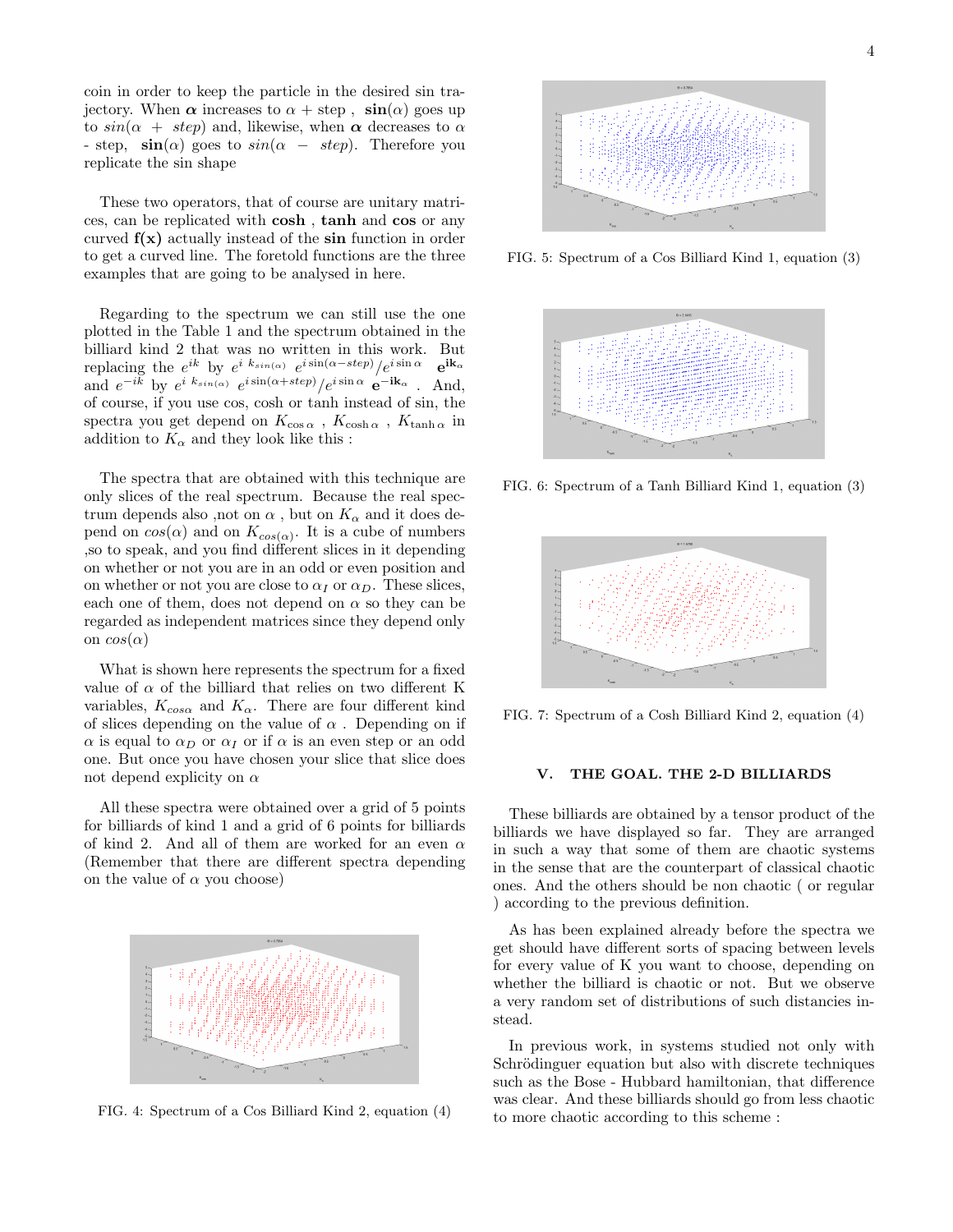coin in order to keep the particle in the desired sin trajectory. When $\boldsymbol{\alpha}$ increases to $\alpha$ + step , $\mathbf{sin}(\alpha)$ goes up to $sin(\alpha\ +\ step)$ and, likewise, when $\boldsymbol{\alpha}$ decreases to $\alpha$ - step, $\mathbf{sin}(\alpha)$ goes to $sin(\alpha\ -\ step)$. Therefore you replicate the sin shape

These two operators, that of course are unitary matrices, can be replicated with **cosh** , **tanh** and **cos** or any curved **f(x)** actually instead of the **sin** function in order to get a curved line. The foretold functions are the three examples that are going to be analysed in here.

Regarding to the spectrum we can still use the one plotted in the Table 1 and the spectrum obtained in the billiard kind 2 that was no written in this work. But replacing the $e^{ik}$ by $e^{i\ k_{sin(\alpha)}}\ e^{i\sin(\alpha-step)}/e^{i\sin\alpha}\ \ \mathbf{e^{ik_\alpha}}$ and $e^{-ik}$ by $e^{i\ k_{sin(\alpha)}}\ e^{i\sin(\alpha+step)}/e^{i\sin\alpha}\ \mathbf{e^{-ik_\alpha}}$ . And, of course, if you use cos, cosh or tanh instead of sin, the spectra you get depend on $K_{\cos\alpha}$ , $K_{\cosh\alpha}$ , $K_{\tanh\alpha}$ in addition to $K_\alpha$ and they look like this :

The spectra that are obtained with this technique are only slices of the real spectrum. Because the real spectrum depends also ,not on $\alpha$ , but on $K_\alpha$ and it does depend on $cos(\alpha)$ and on $K_{cos(\alpha)}$. It is a cube of numbers ,so to speak, and you find different slices in it depending on whether or not you are in an odd or even position and on whether or not you are close to $\alpha_I$ or $\alpha_D$. These slices, each one of them, does not depend on $\alpha$ so they can be regarded as independent matrices since they depend only on $cos(\alpha)$

What is shown here represents the spectrum for a fixed value of $\alpha$ of the billiard that relies on two different K variables, $K_{cos\alpha}$ and $K_\alpha$. There are four different kind of slices depending on the value of $\alpha$ . Depending on if $\alpha$ is equal to $\alpha_D$ or $\alpha_I$ or if $\alpha$ is an even step or an odd one. But once you have chosen your slice that slice does not depend explicity on $\alpha$

All these spectra were obtained over a grid of 5 points for billiards of kind 1 and a grid of 6 points for billiards of kind 2. And all of them are worked for an even $\alpha$ (Remember that there are different spectra depending on the value of $\alpha$ you choose)

FIG. 4: Spectrum of a Cos Billiard Kind 2, equation (4)

FIG. 5: Spectrum of a Cos Billiard Kind 1, equation (3)

FIG. 6: Spectrum of a Tanh Billiard Kind 1, equation (3)

FIG. 7: Spectrum of a Cosh Billiard Kind 2, equation (4)

## V. THE GOAL. THE 2-D BILLIARDS

These billiards are obtained by a tensor product of the billiards we have displayed so far. They are arranged in such a way that some of them are chaotic systems in the sense that are the counterpart of classical chaotic ones. And the others should be non chaotic ( or regular ) according to the previous definition.

As has been explained already before the spectra we get should have different sorts of spacing between levels for every value of K you want to choose, depending on whether the billiard is chaotic or not. But we observe a very random set of distributions of such distancies instead.

In previous work, in systems studied not only with Schrödinguer equation but also with discrete techniques such as the Bose - Hubbard hamiltonian, that difference was clear. And these billiards should go from less chaotic to more chaotic according to this scheme :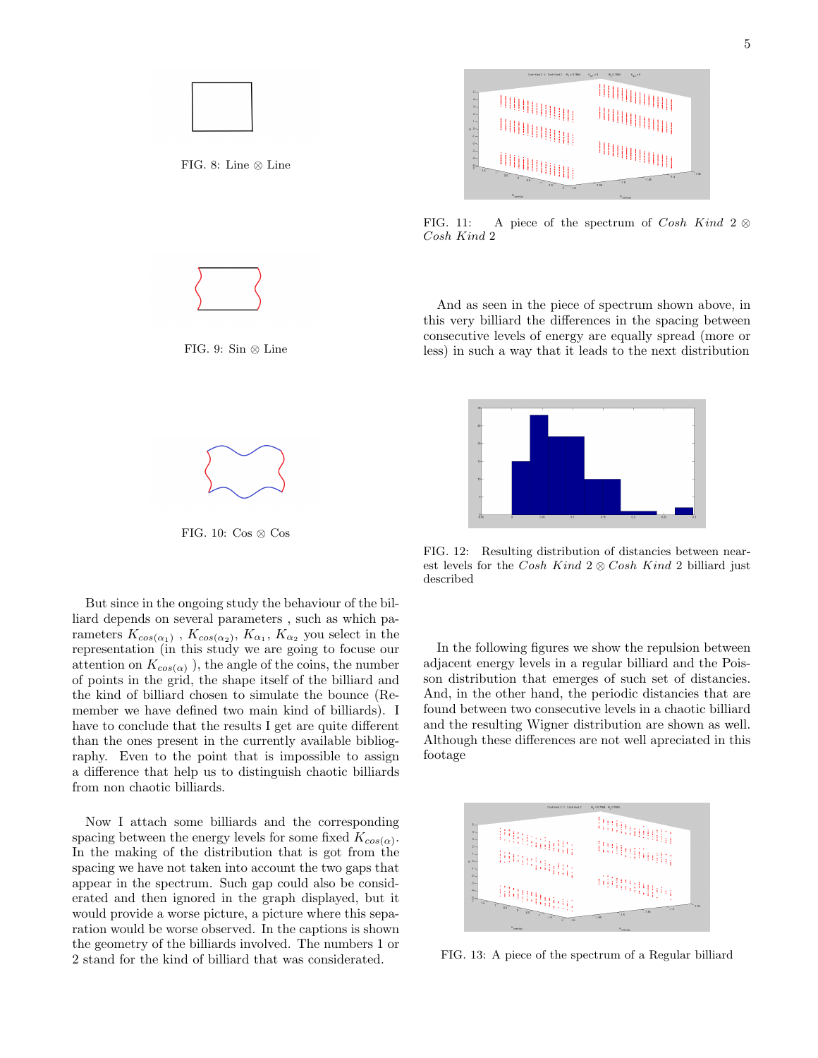FIG. 8: Line ⊗ Line

FIG. 9: Sin ⊗ Line

FIG. 10: Cos ⊗ Cos

But since in the ongoing study the behaviour of the billiard depends on several parameters , such as which parameters $K_{cos(\alpha_1)}$ , $K_{cos(\alpha_2)}$, $K_{\alpha_1}$, $K_{\alpha_2}$ you select in the representation (in this study we are going to focuse our attention on $K_{cos(\alpha)}$ ), the angle of the coins, the number of points in the grid, the shape itself of the billiard and the kind of billiard chosen to simulate the bounce (Remember we have defined two main kind of billiards). I have to conclude that the results I get are quite different than the ones present in the currently available bibliography. Even to the point that is impossible to assign a difference that help us to distinguish chaotic billiards from non chaotic billiards.

Now I attach some billiards and the corresponding spacing between the energy levels for some fixed $K_{cos(\alpha)}$. In the making of the distribution that is got from the spacing we have not taken into account the two gaps that appear in the spectrum. Such gap could also be consid-erated and then ignored in the graph displayed, but it would provide a worse picture, a picture where this separation would be worse observed. In the captions is shown the geometry of the billiards involved. The numbers 1 or 2 stand for the kind of billiard that was considerated.

FIG. 11: A piece of the spectrum of *Cosh Kind* 2 ⊗ *Cosh Kind* 2

And as seen in the piece of spectrum shown above, in this very billiard the differences in the spacing between consecutive levels of energy are equally spread (more or less) in such a way that it leads to the next distribution

FIG. 12: Resulting distribution of distancies between nearest levels for the *Cosh Kind* 2 ⊗ *Cosh Kind* 2 billiard just described

In the following figures we show the repulsion between adjacent energy levels in a regular billiard and the Poisson distribution that emerges of such set of distancies. And, in the other hand, the periodic distancies that are found between two consecutive levels in a chaotic billiard and the resulting Wigner distribution are shown as well. Although these differences are not well apreciated in this footage

FIG. 13: A piece of the spectrum of a Regular billiard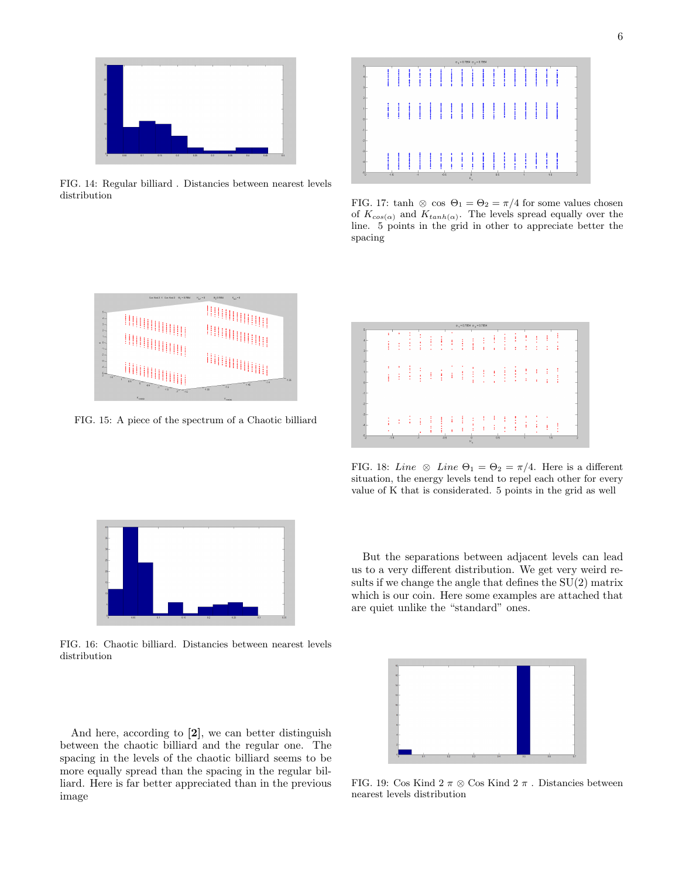FIG. 14: Regular billiard . Distancies between nearest levels distribution

FIG. 15: A piece of the spectrum of a Chaotic billiard

FIG. 16: Chaotic billiard. Distancies between nearest levels distribution

And here, according to **[2]**, we can better distinguish between the chaotic billiard and the regular one. The spacing in the levels of the chaotic billiard seems to be more equally spread than the spacing in the regular billiard. Here is far better appreciated than in the previous image

FIG. 17: tanh $\otimes$ cos $\Theta_1 = \Theta_2 = \pi/4$ for some values chosen of $K_{cos(\alpha)}$ and $K_{tanh(\alpha)}$. The levels spread equally over the line. 5 points in the grid in other to appreciate better the spacing

FIG. 18: *Line* $\otimes$ *Line* $\Theta_1 = \Theta_2 = \pi/4$. Here is a different situation, the energy levels tend to repel each other for every value of K that is consideratеd. 5 points in the grid as well

But the separations between adjacent levels can lead us to a very different distribution. We get very weird results if we change the angle that defines the SU(2) matrix which is our coin. Here some examples are attached that are quiet unlike the "standard" ones.

FIG. 19: Cos Kind 2 $\pi$ $\otimes$ Cos Kind 2 $\pi$ . Distancies between nearest levels distribution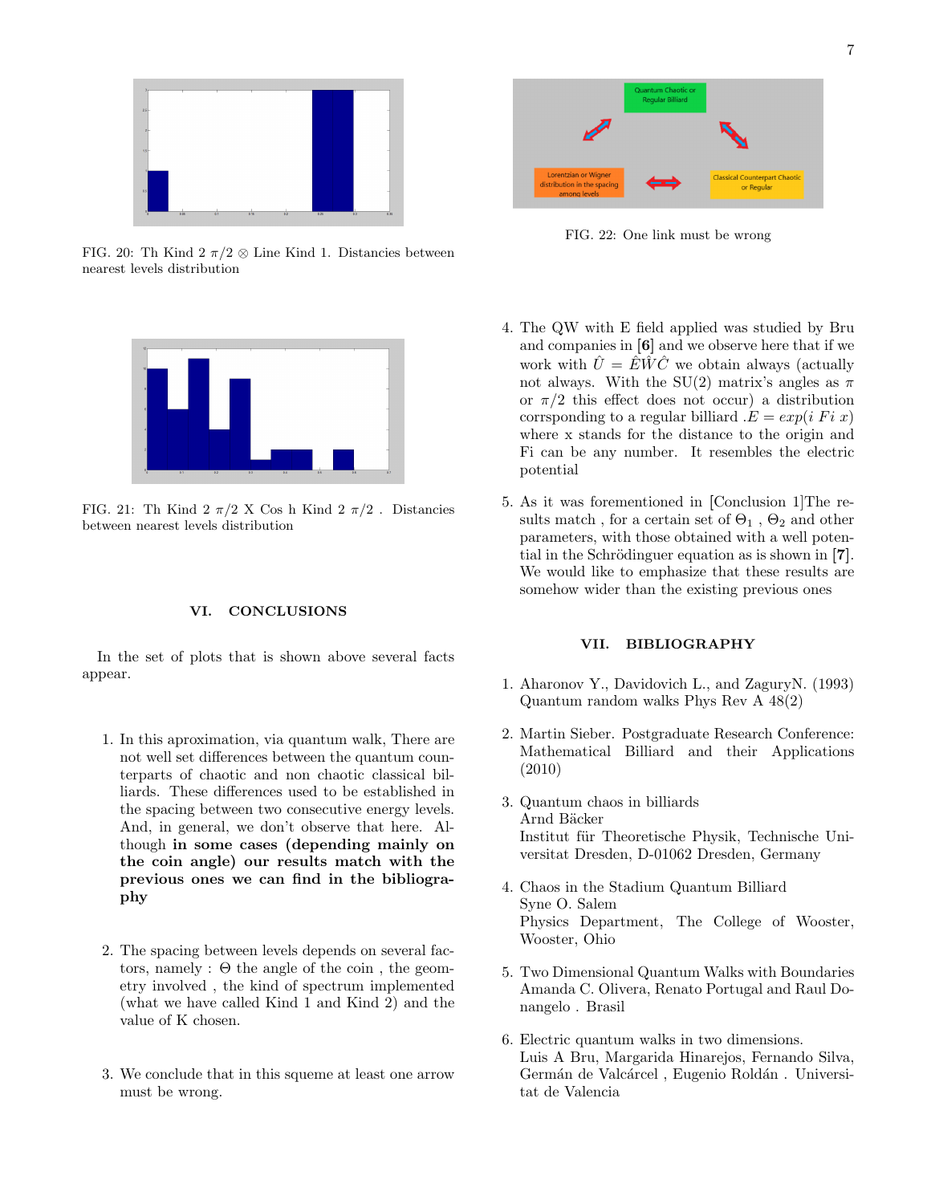FIG. 20: Th Kind 2 $\pi/2 \otimes$ Line Kind 1. Distancies between nearest levels distribution

FIG. 21: Th Kind 2 $\pi/2$ X Cos h Kind 2 $\pi/2$ . Distancies between nearest levels distribution

## VI. CONCLUSIONS

In the set of plots that is shown above several facts appear.

1. In this aproximation, via quantum walk, There are not well set differences between the quantum counterparts of chaotic and non chaotic classical billiards. These differences used to be established in the spacing between two consecutive energy levels. And, in general, we don't observe that here. Although **in some cases (depending mainly on the coin angle) our results match with the previous ones we can find in the bibliography**

2. The spacing between levels depends on several factors, namely : $\Theta$ the angle of the coin , the geometry involved , the kind of spectrum implemented (what we have called Kind 1 and Kind 2) and the value of K chosen.

3. We conclude that in this squeme at least one arrow must be wrong.

FIG. 22: One link must be wrong

4. The QW with E field applied was studied by Bru and companies in **[6]** and we observe here that if we work with $\hat{U} = \hat{E}\hat{W}\hat{C}$ we obtain always (actually not always. With the SU(2) matrix's angles as $\pi$ or $\pi/2$ this effect does not occur) a distribution corrsponding to a regular billiard .$E = exp(i\ Fi\ x)$ where x stands for the distance to the origin and Fi can be any number. It resembles the electric potential

5. As it was forementioned in [Conclusion 1]The results match , for a certain set of $\Theta_1$ , $\Theta_2$ and other parameters, with those obtained with a well potential in the Schrödinguer equation as is shown in **[7]**. We would like to emphasize that these results are somehow wider than the existing previous ones

## VII. BIBLIOGRAPHY

1. Aharonov Y., Davidovich L., and ZaguryN. (1993) Quantum random walks Phys Rev A 48(2)

2. Martin Sieber. Postgraduate Research Conference: Mathematical Billiard and their Applications (2010)

3. Quantum chaos in billiards
   Arnd Bäcker
   Institut für Theoretische Physik, Technische Universitat Dresden, D-01062 Dresden, Germany

4. Chaos in the Stadium Quantum Billiard
   Syne O. Salem
   Physics Department, The College of Wooster, Wooster, Ohio

5. Two Dimensional Quantum Walks with Boundaries
   Amanda C. Olivera, Renato Portugal and Raul Donangelo . Brasil

6. Electric quantum walks in two dimensions.
   Luis A Bru, Margarida Hinarejos, Fernando Silva, Germán de Valcárcel , Eugenio Roldán . Universitat de Valencia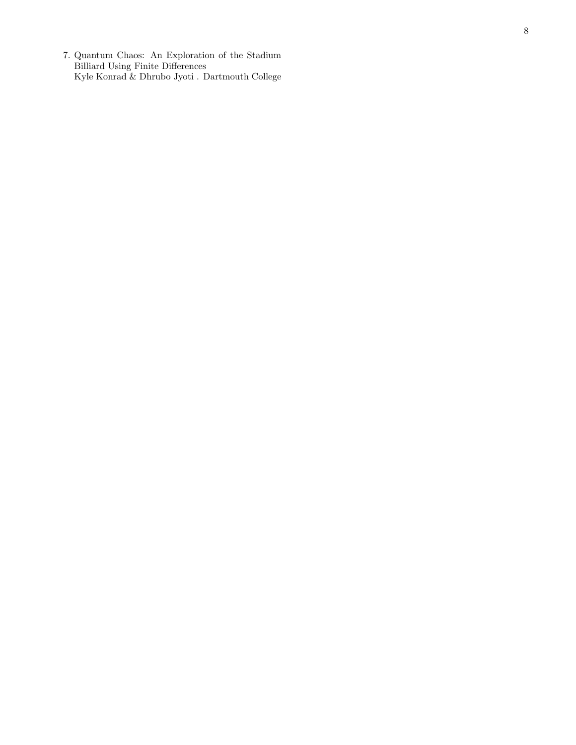7. Quantum Chaos: An Exploration of the Stadium Billiard Using Finite Differences
   Kyle Konrad & Dhrubo Jyoti . Dartmouth College